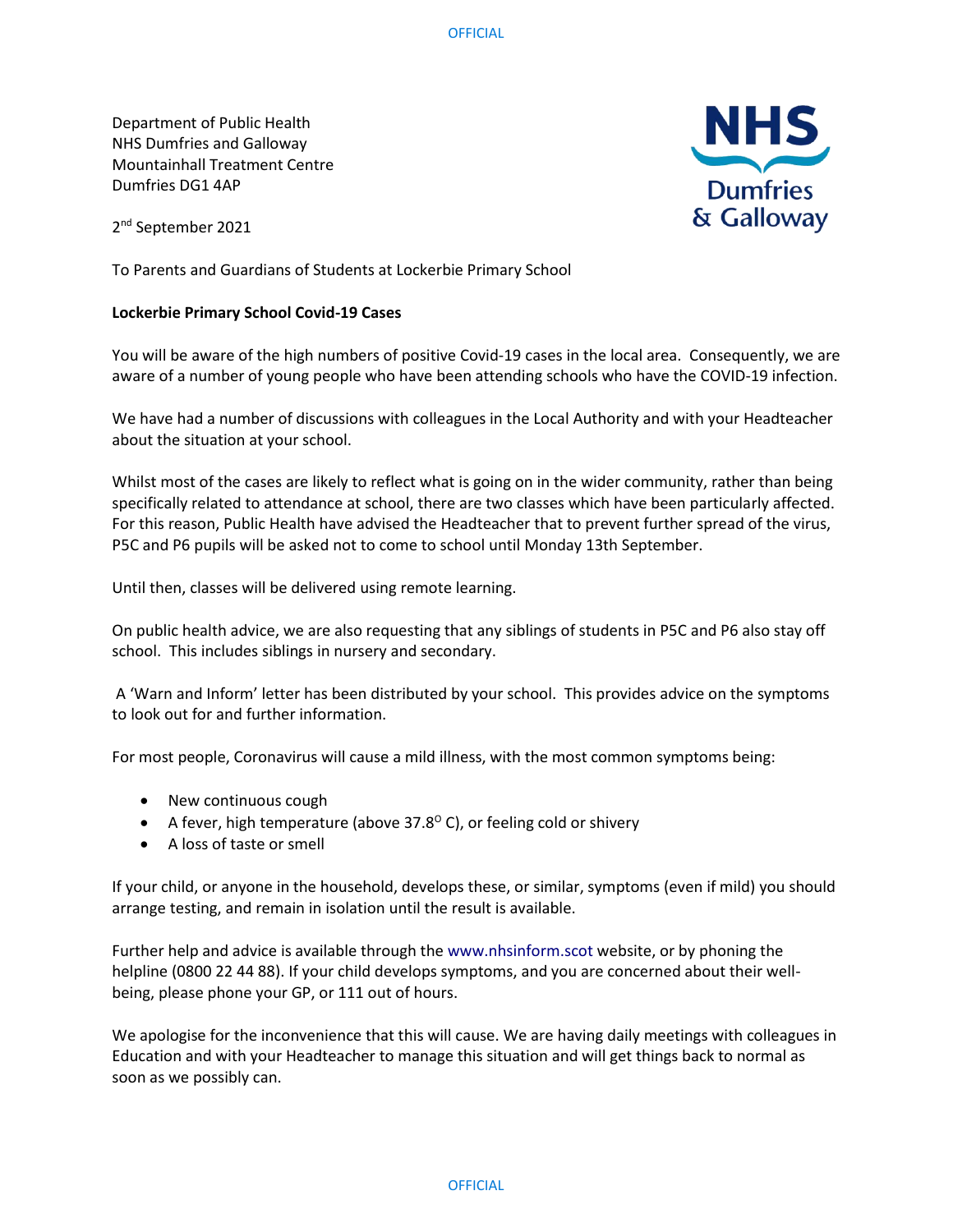Department of Public Health
NHS Dumfries and Galloway
Mountainhall Treatment Centre
Dumfries DG1 4AP

2nd September 2021

To Parents and Guardians of Students at Lockerbie Primary School

**Lockerbie Primary School Covid-19 Cases**

You will be aware of the high numbers of positive Covid-19 cases in the local area. Consequently, we are aware of a number of young people who have been attending schools who have the COVID-19 infection.

We have had a number of discussions with colleagues in the Local Authority and with your Headteacher about the situation at your school.

Whilst most of the cases are likely to reflect what is going on in the wider community, rather than being specifically related to attendance at school, there are two classes which have been particularly affected. For this reason, Public Health have advised the Headteacher that to prevent further spread of the virus, P5C and P6 pupils will be asked not to come to school until Monday 13th September.

Until then, classes will be delivered using remote learning.

On public health advice, we are also requesting that any siblings of students in P5C and P6 also stay off school. This includes siblings in nursery and secondary.

A 'Warn and Inform' letter has been distributed by your school. This provides advice on the symptoms to look out for and further information.

For most people, Coronavirus will cause a mild illness, with the most common symptoms being:

- New continuous cough
- A fever, high temperature (above 37.8$^{O}$ C), or feeling cold or shivery
- A loss of taste or smell

If your child, or anyone in the household, develops these, or similar, symptoms (even if mild) you should arrange testing, and remain in isolation until the result is available.

Further help and advice is available through the www.nhsinform.scot website, or by phoning the helpline (0800 22 44 88). If your child develops symptoms, and you are concerned about their well-being, please phone your GP, or 111 out of hours.

We apologise for the inconvenience that this will cause. We are having daily meetings with colleagues in Education and with your Headteacher to manage this situation and will get things back to normal as soon as we possibly can.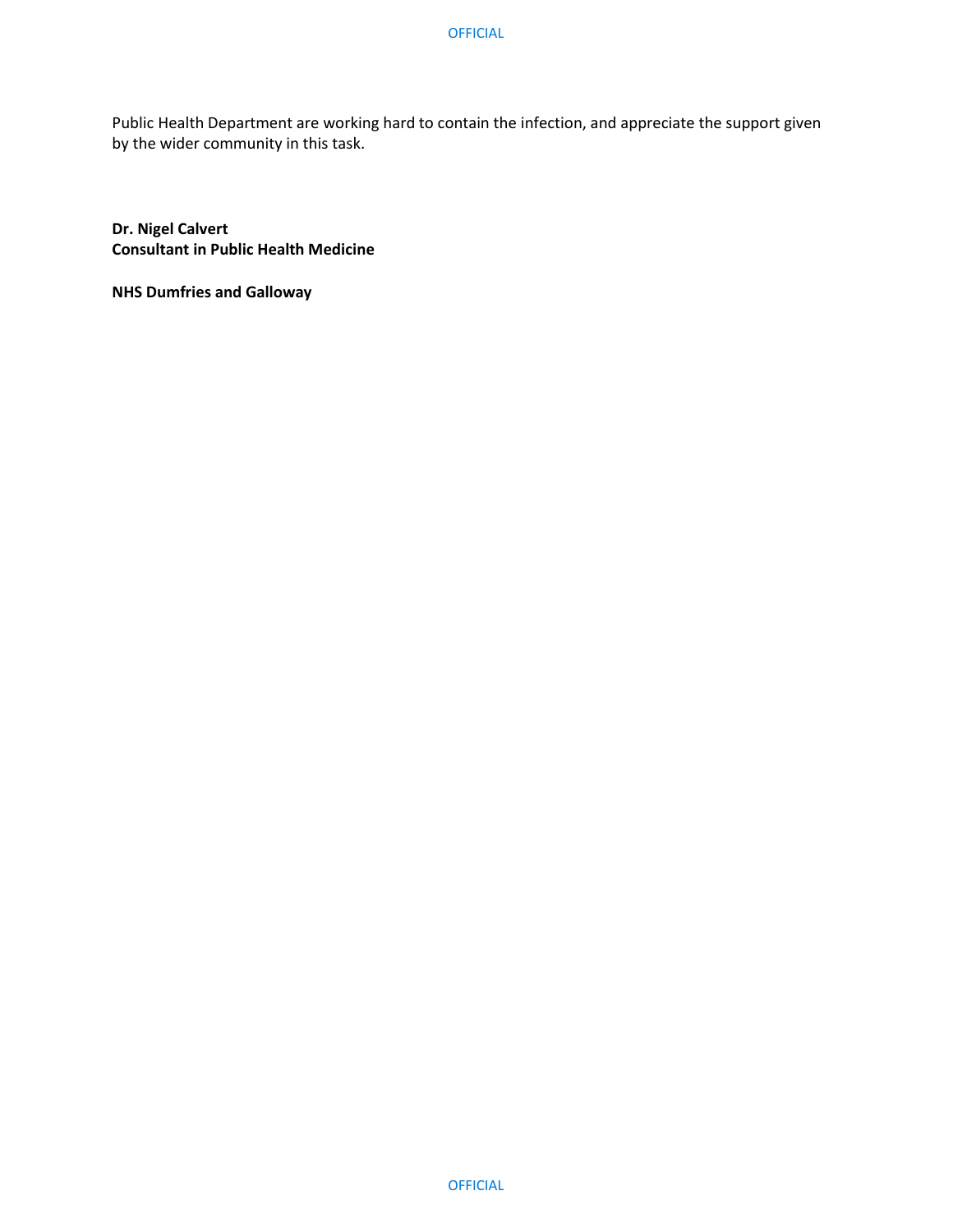Public Health Department are working hard to contain the infection, and appreciate the support given by the wider community in this task.

**Dr. Nigel Calvert**
**Consultant in Public Health Medicine**

**NHS Dumfries and Galloway**